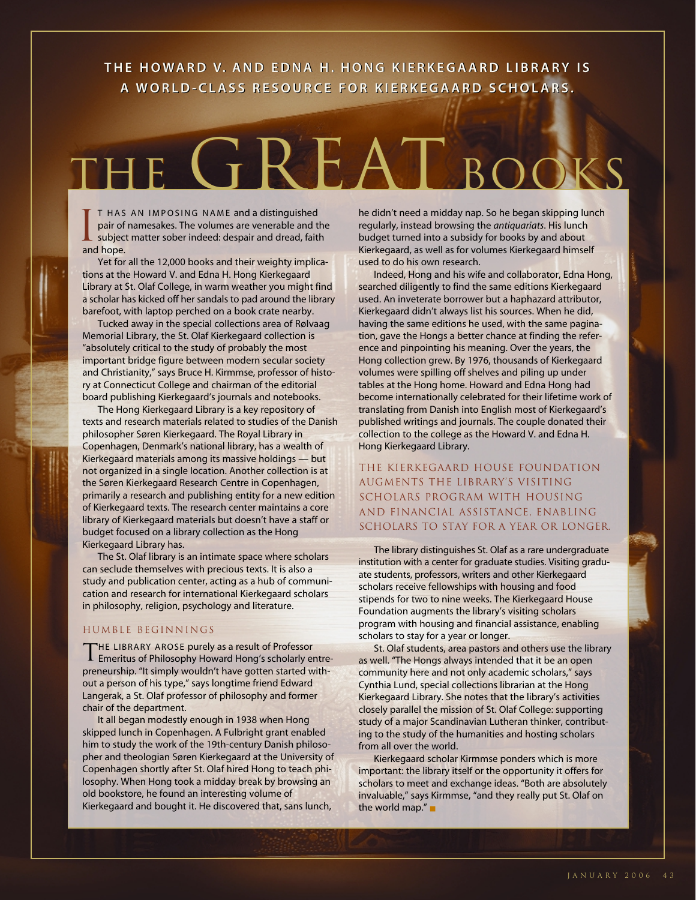**THE HOWARD V. AND EDNA H. HONG KIERKEGAARD LIBRARY IS A WORLD-CLASS RESOURCE FOR KIERKEGAARD SCHOLARS.**

# THE GREAT BOOKS

IT HAS AN IMPOSING NAME and a distinguished pair of namesakes. The volumes are venerable and the subject matter sober indeed: despair and dread, faith and hope.

Yet for all the 12,000 books and their weighty implications at the Howard V. and Edna H. Hong Kierkegaard Library at St. Olaf College, in warm weather you might find a scholar has kicked off her sandals to pad around the library barefoot, with laptop perched on a book crate nearby.

Tucked away in the special collections area of Rølvaag Memorial Library, the St. Olaf Kierkegaard collection is "absolutely critical to the study of probably the most important bridge figure between modern secular society and Christianity," says Bruce H. Kirmmse, professor of history at Connecticut College and chairman of the editorial board publishing Kierkegaard's journals and notebooks.

The Hong Kierkegaard Library is a key repository of texts and research materials related to studies of the Danish philosopher Søren Kierkegaard. The Royal Library in Copenhagen, Denmark's national library, has a wealth of Kierkegaard materials among its massive holdings — but not organized in a single location. Another collection is at the Søren Kierkegaard Research Centre in Copenhagen, primarily a research and publishing entity for a new edition of Kierkegaard texts. The research center maintains a core library of Kierkegaard materials but doesn't have a staff or budget focused on a library collection as the Hong Kierkegaard Library has.

The St. Olaf library is an intimate space where scholars can seclude themselves with precious texts. It is also a study and publication center, acting as a hub of communication and research for international Kierkegaard scholars in philosophy, religion, psychology and literature.

## HUMBLE BEGINNINGS

THE LIBRARY AROSE purely as a result of Professor Emeritus of Philosophy Howard Hong's scholarly entrepreneurship. "It simply wouldn't have gotten started without a person of his type," says longtime friend Edward Langerak, a St. Olaf professor of philosophy and former chair of the department.

It all began modestly enough in 1938 when Hong skipped lunch in Copenhagen. A Fulbright grant enabled him to study the work of the 19th-century Danish philosopher and theologian Søren Kierkegaard at the University of Copenhagen shortly after St. Olaf hired Hong to teach philosophy. When Hong took a midday break by browsing an old bookstore, he found an interesting volume of Kierkegaard and bought it. He discovered that, sans lunch, he didn't need a midday nap. So he began skipping lunch regularly, instead browsing the *antiquariats*. His lunch budget turned into a subsidy for books by and about Kierkegaard, as well as for volumes Kierkegaard himself used to do his own research.

Indeed, Hong and his wife and collaborator, Edna Hong, searched diligently to find the same editions Kierkegaard used. An inveterate borrower but a haphazard attributor, Kierkegaard didn't always list his sources. When he did, having the same editions he used, with the same pagination, gave the Hongs a better chance at finding the reference and pinpointing his meaning. Over the years, the Hong collection grew. By 1976, thousands of Kierkegaard volumes were spilling off shelves and piling up under tables at the Hong home. Howard and Edna Hong had become internationally celebrated for their lifetime work of translating from Danish into English most of Kierkegaard's published writings and journals. The couple donated their collection to the college as the Howard V. and Edna H. Hong Kierkegaard Library.

> THE KIERKEGAARD HOUSE FOUNDATION AUGMENTS THE LIBRARY'S VISITING SCHOLARS PROGRAM WITH HOUSING AND FINANCIAL ASSISTANCE, ENABLING SCHOLARS TO STAY FOR A YEAR OR LONGER.

The library distinguishes St. Olaf as a rare undergraduate institution with a center for graduate studies. Visiting graduate students, professors, writers and other Kierkegaard scholars receive fellowships with housing and food stipends for two to nine weeks. The Kierkegaard House Foundation augments the library's visiting scholars program with housing and financial assistance, enabling scholars to stay for a year or longer.

St. Olaf students, area pastors and others use the library as well. "The Hongs always intended that it be an open community here and not only academic scholars," says Cynthia Lund, special collections librarian at the Hong Kierkegaard Library. She notes that the library's activities closely parallel the mission of St. Olaf College: supporting study of a major Scandinavian Lutheran thinker, contributing to the study of the humanities and hosting scholars from all over the world.

Kierkegaard scholar Kirmmse ponders which is more important: the library itself or the opportunity it offers for scholars to meet and exchange ideas. "Both are absolutely invaluable," says Kirmmse, "and they really put St. Olaf on the world map." ■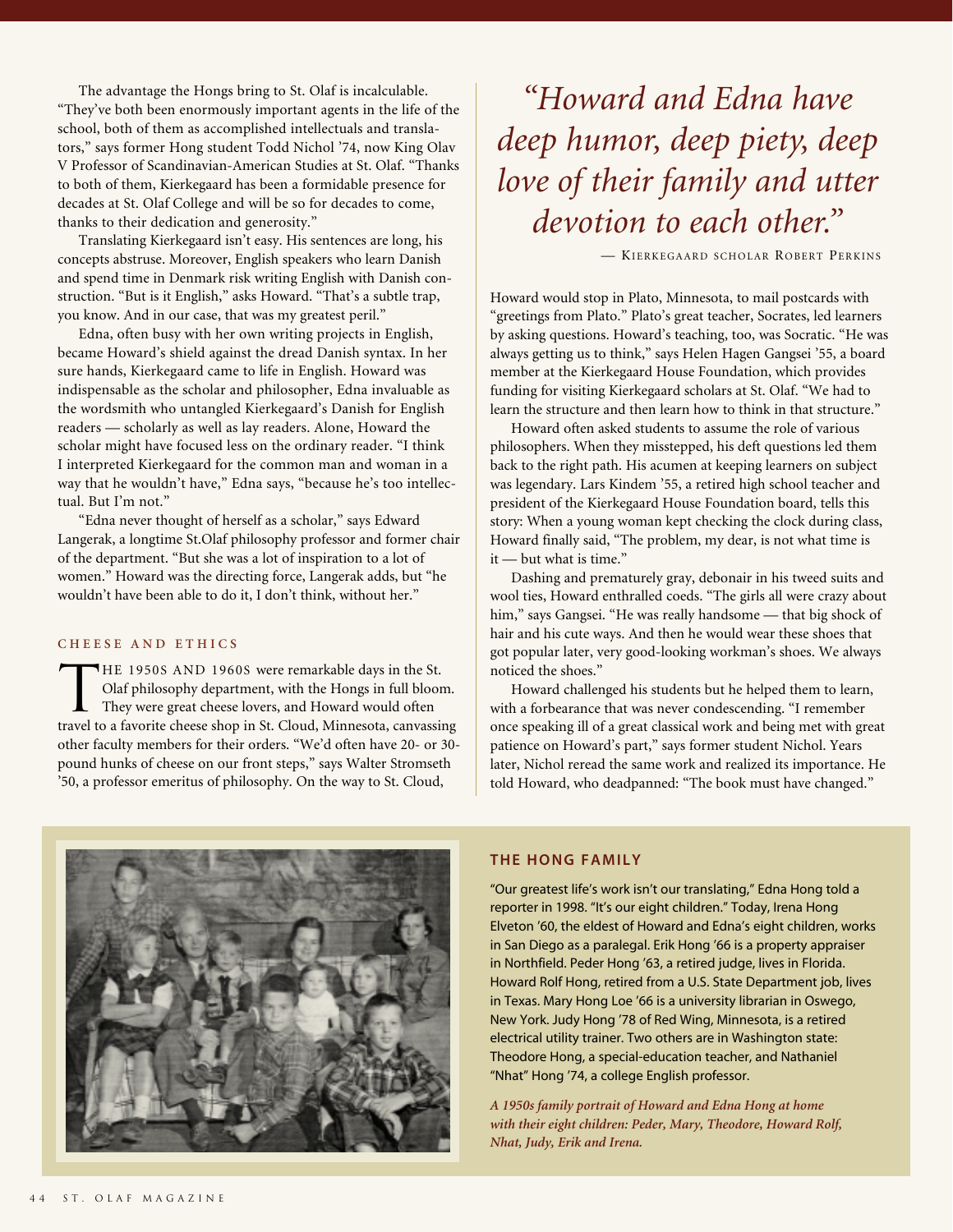The advantage the Hongs bring to St. Olaf is incalculable. "They've both been enormously important agents in the life of the school, both of them as accomplished intellectuals and translators," says former Hong student Todd Nichol '74, now King Olav V Professor of Scandinavian-American Studies at St. Olaf. "Thanks to both of them, Kierkegaard has been a formidable presence for decades at St. Olaf College and will be so for decades to come, thanks to their dedication and generosity."

Translating Kierkegaard isn't easy. His sentences are long, his concepts abstruse. Moreover, English speakers who learn Danish and spend time in Denmark risk writing English with Danish construction. "But is it English," asks Howard. "That's a subtle trap, you know. And in our case, that was my greatest peril."

Edna, often busy with her own writing projects in English, became Howard's shield against the dread Danish syntax. In her sure hands, Kierkegaard came to life in English. Howard was indispensable as the scholar and philosopher, Edna invaluable as the wordsmith who untangled Kierkegaard's Danish for English readers — scholarly as well as lay readers. Alone, Howard the scholar might have focused less on the ordinary reader. "I think I interpreted Kierkegaard for the common man and woman in a way that he wouldn't have," Edna says, "because he's too intellectual. But I'm not."

"Edna never thought of herself as a scholar," says Edward Langerak, a longtime St.Olaf philosophy professor and former chair of the department. "But she was a lot of inspiration to a lot of women." Howard was the directing force, Langerak adds, but "he wouldn't have been able to do it, I don't think, without her."

> *"Howard and Edna have deep humor, deep piety, deep love of their family and utter devotion to each other."*
>
> — Kierkegaard scholar Robert Perkins

## CHEESE AND ETHICS

THE 1950S AND 1960S were remarkable days in the St. Olaf philosophy department, with the Hongs in full bloom. They were great cheese lovers, and Howard would often travel to a favorite cheese shop in St. Cloud, Minnesota, canvassing other faculty members for their orders. "We'd often have 20- or 30-pound hunks of cheese on our front steps," says Walter Stromseth '50, a professor emeritus of philosophy. On the way to St. Cloud, Howard would stop in Plato, Minnesota, to mail postcards with "greetings from Plato." Plato's great teacher, Socrates, led learners by asking questions. Howard's teaching, too, was Socratic. "He was always getting us to think," says Helen Hagen Gangsei '55, a board member at the Kierkegaard House Foundation, which provides funding for visiting Kierkegaard scholars at St. Olaf. "We had to learn the structure and then learn how to think in that structure."

Howard often asked students to assume the role of various philosophers. When they misstepped, his deft questions led them back to the right path. His acumen at keeping learners on subject was legendary. Lars Kindem '55, a retired high school teacher and president of the Kierkegaard House Foundation board, tells this story: When a young woman kept checking the clock during class, Howard finally said, "The problem, my dear, is not what time is it — but what is time."

Dashing and prematurely gray, debonair in his tweed suits and wool ties, Howard enthralled coeds. "The girls all were crazy about him," says Gangsei. "He was really handsome — that big shock of hair and his cute ways. And then he would wear these shoes that got popular later, very good-looking workman's shoes. We always noticed the shoes."

Howard challenged his students but he helped them to learn, with a forbearance that was never condescending. "I remember once speaking ill of a great classical work and being met with great patience on Howard's part," says former student Nichol. Years later, Nichol reread the same work and realized its importance. He told Howard, who deadpanned: "The book must have changed."

### THE HONG FAMILY

"Our greatest life's work isn't our translating," Edna Hong told a reporter in 1998. "It's our eight children." Today, Irena Hong Elveton '60, the eldest of Howard and Edna's eight children, works in San Diego as a paralegal. Erik Hong '66 is a property appraiser in Northfield. Peder Hong '63, a retired judge, lives in Florida. Howard Rolf Hong, retired from a U.S. State Department job, lives in Texas. Mary Hong Loe '66 is a university librarian in Oswego, New York. Judy Hong '78 of Red Wing, Minnesota, is a retired electrical utility trainer. Two others are in Washington state: Theodore Hong, a special-education teacher, and Nathaniel "Nhat" Hong '74, a college English professor.

*A 1950s family portrait of Howard and Edna Hong at home with their eight children: Peder, Mary, Theodore, Howard Rolf, Nhat, Judy, Erik and Irena.*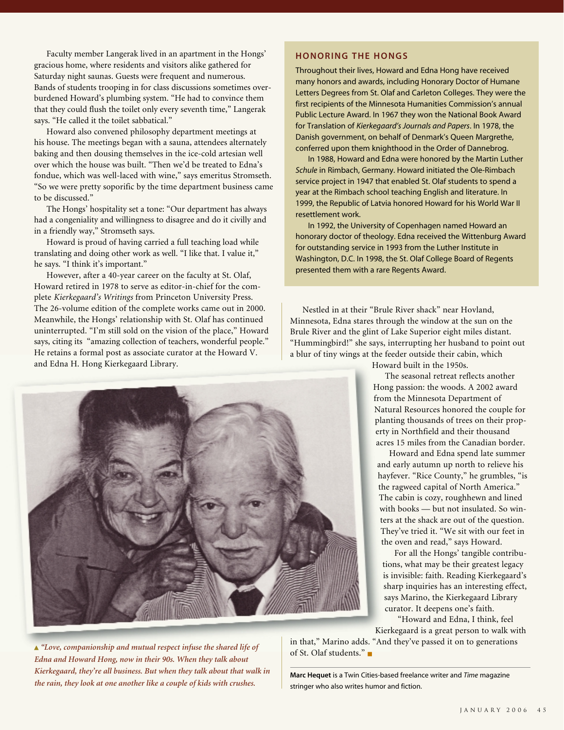Faculty member Langerak lived in an apartment in the Hongs' gracious home, where residents and visitors alike gathered for Saturday night saunas. Guests were frequent and numerous. Bands of students trooping in for class discussions sometimes overburdened Howard's plumbing system. "He had to convince them that they could flush the toilet only every seventh time," Langerak says. "He called it the toilet sabbatical."

Howard also convened philosophy department meetings at his house. The meetings began with a sauna, attendees alternately baking and then dousing themselves in the ice-cold artesian well over which the house was built. "Then we'd be treated to Edna's fondue, which was well-laced with wine," says emeritus Stromseth. "So we were pretty soporific by the time department business came to be discussed."

The Hongs' hospitality set a tone: "Our department has always had a congeniality and willingness to disagree and do it civilly and in a friendly way," Stromseth says.

Howard is proud of having carried a full teaching load while translating and doing other work as well. "I like that. I value it," he says. "I think it's important."

However, after a 40-year career on the faculty at St. Olaf, Howard retired in 1978 to serve as editor-in-chief for the complete *Kierkegaard's Writings* from Princeton University Press. The 26-volume edition of the complete works came out in 2000. Meanwhile, the Hongs' relationship with St. Olaf has continued uninterrupted. "I'm still sold on the vision of the place," Howard says, citing its "amazing collection of teachers, wonderful people." He retains a formal post as associate curator at the Howard V. and Edna H. Hong Kierkegaard Library.

*"Love, companionship and mutual respect infuse the shared life of Edna and Howard Hong, now in their 90s. When they talk about Kierkegaard, they're all business. But when they talk about that walk in the rain, they look at one another like a couple of kids with crushes.*

## HONORING THE HONGS

Throughout their lives, Howard and Edna Hong have received many honors and awards, including Honorary Doctor of Humane Letters Degrees from St. Olaf and Carleton Colleges. They were the first recipients of the Minnesota Humanities Commission's annual Public Lecture Award. In 1967 they won the National Book Award for Translation of *Kierkegaard's Journals and Papers*. In 1978, the Danish government, on behalf of Denmark's Queen Margrethe, conferred upon them knighthood in the Order of Dannebrog.

In 1988, Howard and Edna were honored by the Martin Luther *Schule* in Rimbach, Germany. Howard initiated the Ole-Rimbach service project in 1947 that enabled St. Olaf students to spend a year at the Rimbach school teaching English and literature. In 1999, the Republic of Latvia honored Howard for his World War II resettlement work.

In 1992, the University of Copenhagen named Howard an honorary doctor of theology. Edna received the Wittenburg Award for outstanding service in 1993 from the Luther Institute in Washington, D.C. In 1998, the St. Olaf College Board of Regents presented them with a rare Regents Award.

Nestled in at their "Brule River shack" near Hovland, Minnesota, Edna stares through the window at the sun on the Brule River and the glint of Lake Superior eight miles distant. "Hummingbird!" she says, interrupting her husband to point out a blur of tiny wings at the feeder outside their cabin, which Howard built in the 1950s.

The seasonal retreat reflects another Hong passion: the woods. A 2002 award from the Minnesota Department of Natural Resources honored the couple for planting thousands of trees on their property in Northfield and their thousand acres 15 miles from the Canadian border.

Howard and Edna spend late summer and early autumn up north to relieve his hayfever. "Rice County," he grumbles, "is the ragweed capital of North America." The cabin is cozy, roughhewn and lined with books — but not insulated. So winters at the shack are out of the question. They've tried it. "We sit with our feet in the oven and read," says Howard.

For all the Hongs' tangible contributions, what may be their greatest legacy is invisible: faith. Reading Kierkegaard's sharp inquiries has an interesting effect, says Marino, the Kierkegaard Library curator. It deepens one's faith.

"Howard and Edna, I think, feel Kierkegaard is a great person to walk with in that," Marino adds. "And they've passed it on to generations of St. Olaf students." ■

**Marc Hequet** is a Twin Cities-based freelance writer and *Time* magazine stringer who also writes humor and fiction.